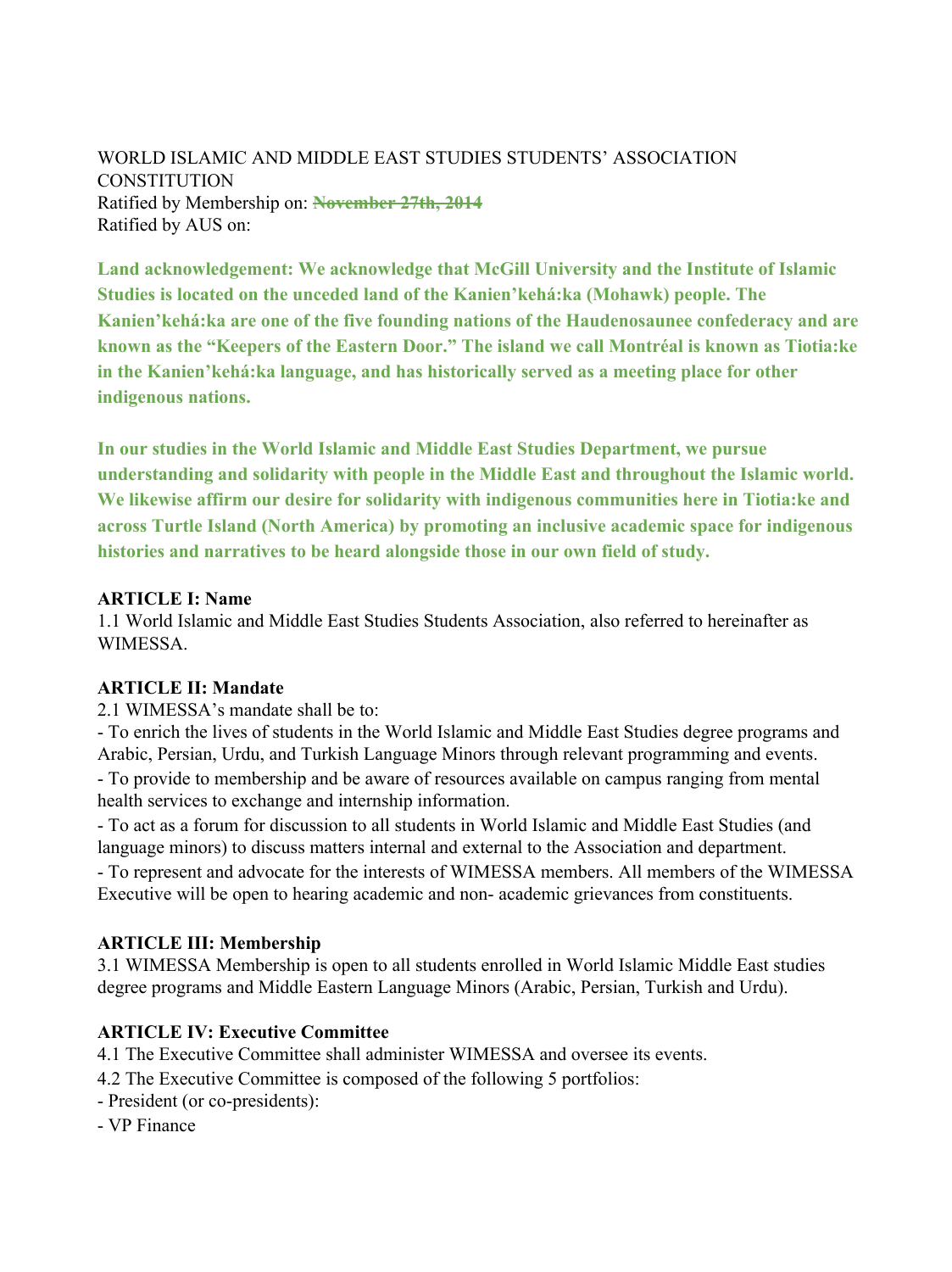WORLD ISLAMIC AND MIDDLE EAST STUDIES STUDENTS' ASSOCIATION CONSTITUTION
Ratified by Membership on: ~~November 27th, 2014~~
Ratified by AUS on:

**Land acknowledgement: We acknowledge that McGill University and the Institute of Islamic Studies is located on the unceded land of the Kanien'kehá:ka (Mohawk) people. The Kanien'kehá:ka are one of the five founding nations of the Haudenosaunee confederacy and are known as the "Keepers of the Eastern Door." The island we call Montréal is known as Tiotia:ke in the Kanien'kehá:ka language, and has historically served as a meeting place for other indigenous nations.**

**In our studies in the World Islamic and Middle East Studies Department, we pursue understanding and solidarity with people in the Middle East and throughout the Islamic world. We likewise affirm our desire for solidarity with indigenous communities here in Tiotia:ke and across Turtle Island (North America) by promoting an inclusive academic space for indigenous histories and narratives to be heard alongside those in our own field of study.**

**ARTICLE I: Name**

1.1 World Islamic and Middle East Studies Students Association, also referred to hereinafter as WIMESSA.

**ARTICLE II: Mandate**

2.1 WIMESSA's mandate shall be to:

- To enrich the lives of students in the World Islamic and Middle East Studies degree programs and Arabic, Persian, Urdu, and Turkish Language Minors through relevant programming and events.
- To provide to membership and be aware of resources available on campus ranging from mental health services to exchange and internship information.
- To act as a forum for discussion to all students in World Islamic and Middle East Studies (and language minors) to discuss matters internal and external to the Association and department.
- To represent and advocate for the interests of WIMESSA members. All members of the WIMESSA Executive will be open to hearing academic and non- academic grievances from constituents.

**ARTICLE III: Membership**

3.1 WIMESSA Membership is open to all students enrolled in World Islamic Middle East studies degree programs and Middle Eastern Language Minors (Arabic, Persian, Turkish and Urdu).

**ARTICLE IV: Executive Committee**

4.1 The Executive Committee shall administer WIMESSA and oversee its events.

4.2 The Executive Committee is composed of the following 5 portfolios:

- President (or co-presidents):
- VP Finance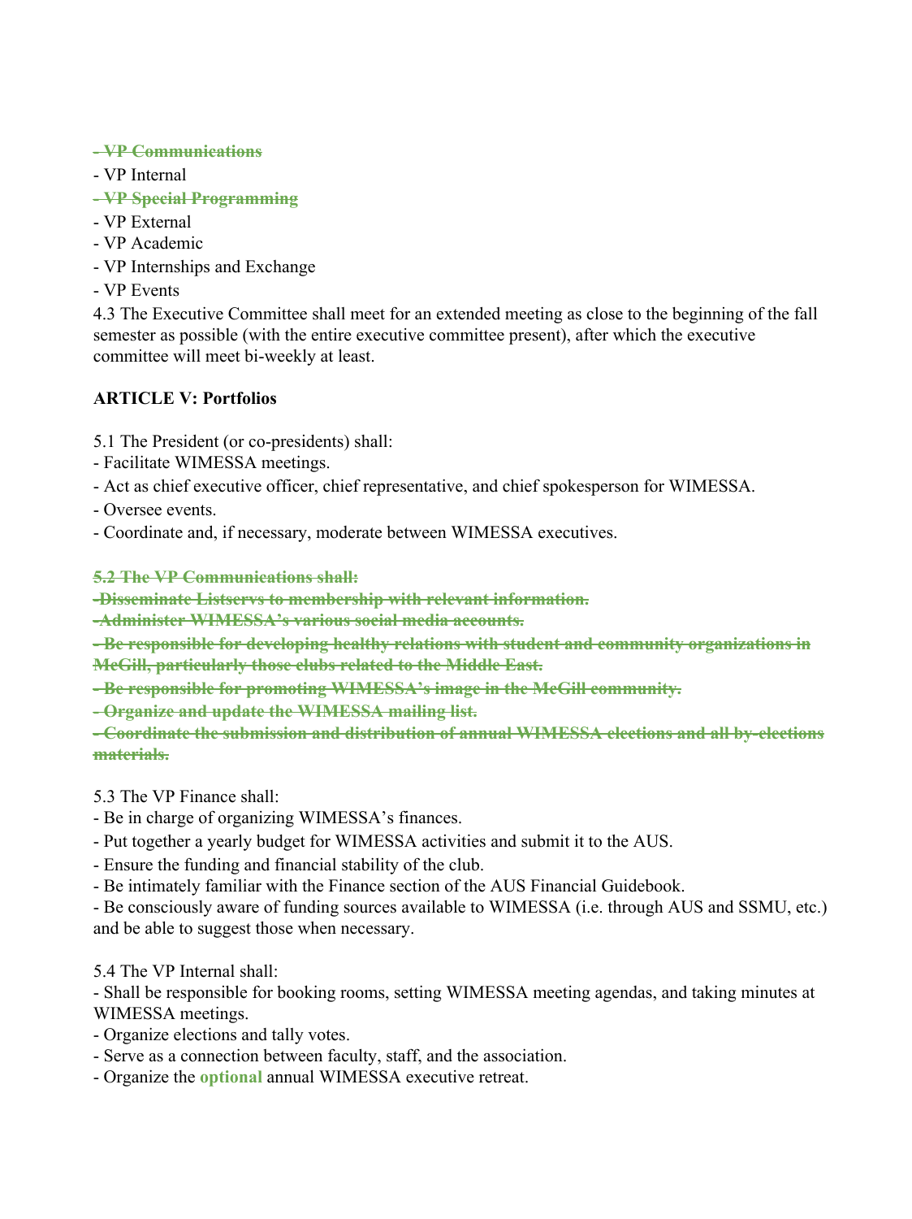~~- VP Communications~~
- VP Internal

~~- VP Special Programming~~
- VP External
- VP Academic
- VP Internships and Exchange
- VP Events

4.3 The Executive Committee shall meet for an extended meeting as close to the beginning of the fall semester as possible (with the entire executive committee present), after which the executive committee will meet bi-weekly at least.

**ARTICLE V: Portfolios**

5.1 The President (or co-presidents) shall:
- Facilitate WIMESSA meetings.
- Act as chief executive officer, chief representative, and chief spokesperson for WIMESSA.
- Oversee events.
- Coordinate and, if necessary, moderate between WIMESSA executives.

~~**5.2 The VP Communications shall:**~~

~~**-Disseminate Listservs to membership with relevant information.**~~

~~**-Administer WIMESSA's various social media accounts.**~~

~~**- Be responsible for developing healthy relations with student and community organizations in McGill, particularly those clubs related to the Middle East.**~~

~~**- Be responsible for promoting WIMESSA's image in the McGill community.**~~

~~**- Organize and update the WIMESSA mailing list.**~~

~~**- Coordinate the submission and distribution of annual WIMESSA elections and all by-elections materials.**~~

5.3 The VP Finance shall:
- Be in charge of organizing WIMESSA's finances.
- Put together a yearly budget for WIMESSA activities and submit it to the AUS.
- Ensure the funding and financial stability of the club.
- Be intimately familiar with the Finance section of the AUS Financial Guidebook.
- Be consciously aware of funding sources available to WIMESSA (i.e. through AUS and SSMU, etc.) and be able to suggest those when necessary.

5.4 The VP Internal shall:
- Shall be responsible for booking rooms, setting WIMESSA meeting agendas, and taking minutes at WIMESSA meetings.
- Organize elections and tally votes.
- Serve as a connection between faculty, staff, and the association.
- Organize the **optional** annual WIMESSA executive retreat.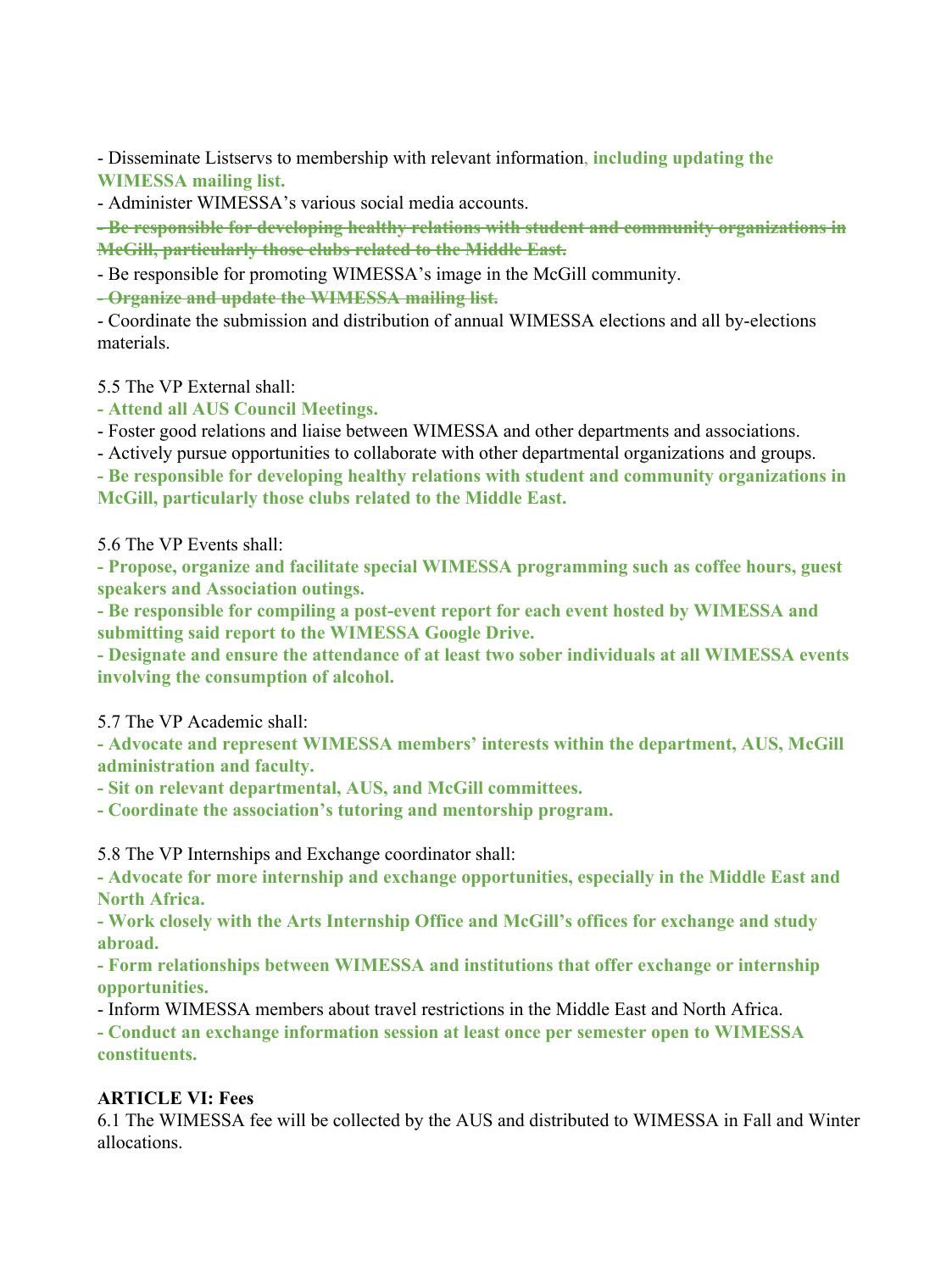- Disseminate Listservs to membership with relevant information**, including updating the WIMESSA mailing list.**
- Administer WIMESSA's various social media accounts.
- ~~**Be responsible for developing healthy relations with student and community organizations in McGill, particularly those clubs related to the Middle East.**~~
- Be responsible for promoting WIMESSA's image in the McGill community.
- ~~**Organize and update the WIMESSA mailing list.**~~
- Coordinate the submission and distribution of annual WIMESSA elections and all by-elections materials.

5.5 The VP External shall:

- **Attend all AUS Council Meetings.**
- Foster good relations and liaise between WIMESSA and other departments and associations.
- Actively pursue opportunities to collaborate with other departmental organizations and groups.
- **Be responsible for developing healthy relations with student and community organizations in McGill, particularly those clubs related to the Middle East.**

5.6 The VP Events shall:

- **Propose, organize and facilitate special WIMESSA programming such as coffee hours, guest speakers and Association outings.**
- **Be responsible for compiling a post-event report for each event hosted by WIMESSA and submitting said report to the WIMESSA Google Drive.**
- **Designate and ensure the attendance of at least two sober individuals at all WIMESSA events involving the consumption of alcohol.**

5.7 The VP Academic shall:

- **Advocate and represent WIMESSA members' interests within the department, AUS, McGill administration and faculty.**
- **Sit on relevant departmental, AUS, and McGill committees.**
- **Coordinate the association's tutoring and mentorship program.**

5.8 The VP Internships and Exchange coordinator shall:

- **Advocate for more internship and exchange opportunities, especially in the Middle East and North Africa.**
- **Work closely with the Arts Internship Office and McGill's offices for exchange and study abroad.**
- **Form relationships between WIMESSA and institutions that offer exchange or internship opportunities.**
- Inform WIMESSA members about travel restrictions in the Middle East and North Africa.
- **Conduct an exchange information session at least once per semester open to WIMESSA constituents.**

**ARTICLE VI: Fees**

6.1 The WIMESSA fee will be collected by the AUS and distributed to WIMESSA in Fall and Winter allocations.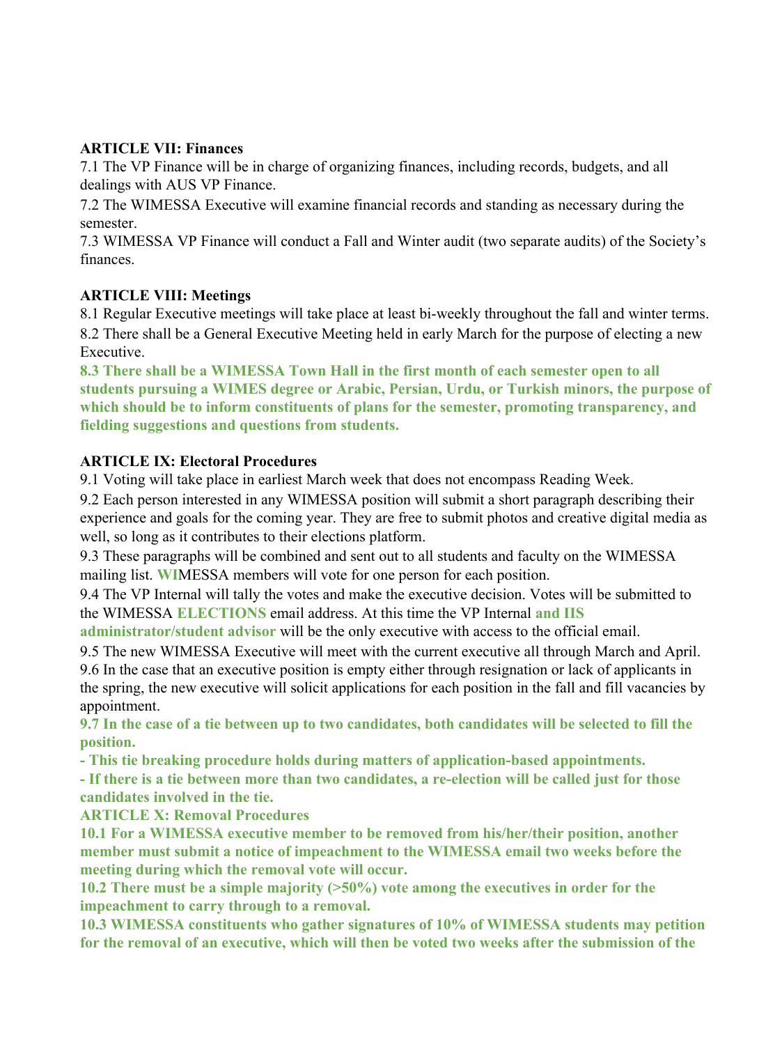**ARTICLE VII: Finances**

7.1 The VP Finance will be in charge of organizing finances, including records, budgets, and all dealings with AUS VP Finance.

7.2 The WIMESSA Executive will examine financial records and standing as necessary during the semester.

7.3 WIMESSA VP Finance will conduct a Fall and Winter audit (two separate audits) of the Society's finances.

**ARTICLE VIII: Meetings**

8.1 Regular Executive meetings will take place at least bi-weekly throughout the fall and winter terms.

8.2 There shall be a General Executive Meeting held in early March for the purpose of electing a new Executive.

**8.3 There shall be a WIMESSA Town Hall in the first month of each semester open to all students pursuing a WIMES degree or Arabic, Persian, Urdu, or Turkish minors, the purpose of which should be to inform constituents of plans for the semester, promoting transparency, and fielding suggestions and questions from students.**

**ARTICLE IX: Electoral Procedures**

9.1 Voting will take place in earliest March week that does not encompass Reading Week.

9.2 Each person interested in any WIMESSA position will submit a short paragraph describing their experience and goals for the coming year. They are free to submit photos and creative digital media as well, so long as it contributes to their elections platform.

9.3 These paragraphs will be combined and sent out to all students and faculty on the WIMESSA mailing list. **WI**MESSA members will vote for one person for each position.

9.4 The VP Internal will tally the votes and make the executive decision. Votes will be submitted to the WIMESSA **ELECTIONS** email address. At this time the VP Internal **and IIS administrator/student advisor** will be the only executive with access to the official email.

9.5 The new WIMESSA Executive will meet with the current executive all through March and April.

9.6 In the case that an executive position is empty either through resignation or lack of applicants in the spring, the new executive will solicit applications for each position in the fall and fill vacancies by appointment.

**9.7 In the case of a tie between up to two candidates, both candidates will be selected to fill the position.**

**- This tie breaking procedure holds during matters of application-based appointments.**

**- If there is a tie between more than two candidates, a re-election will be called just for those candidates involved in the tie.**

**ARTICLE X: Removal Procedures**

**10.1 For a WIMESSA executive member to be removed from his/her/their position, another member must submit a notice of impeachment to the WIMESSA email two weeks before the meeting during which the removal vote will occur.**

**10.2 There must be a simple majority (>50%) vote among the executives in order for the impeachment to carry through to a removal.**

**10.3 WIMESSA constituents who gather signatures of 10% of WIMESSA students may petition for the removal of an executive, which will then be voted two weeks after the submission of the**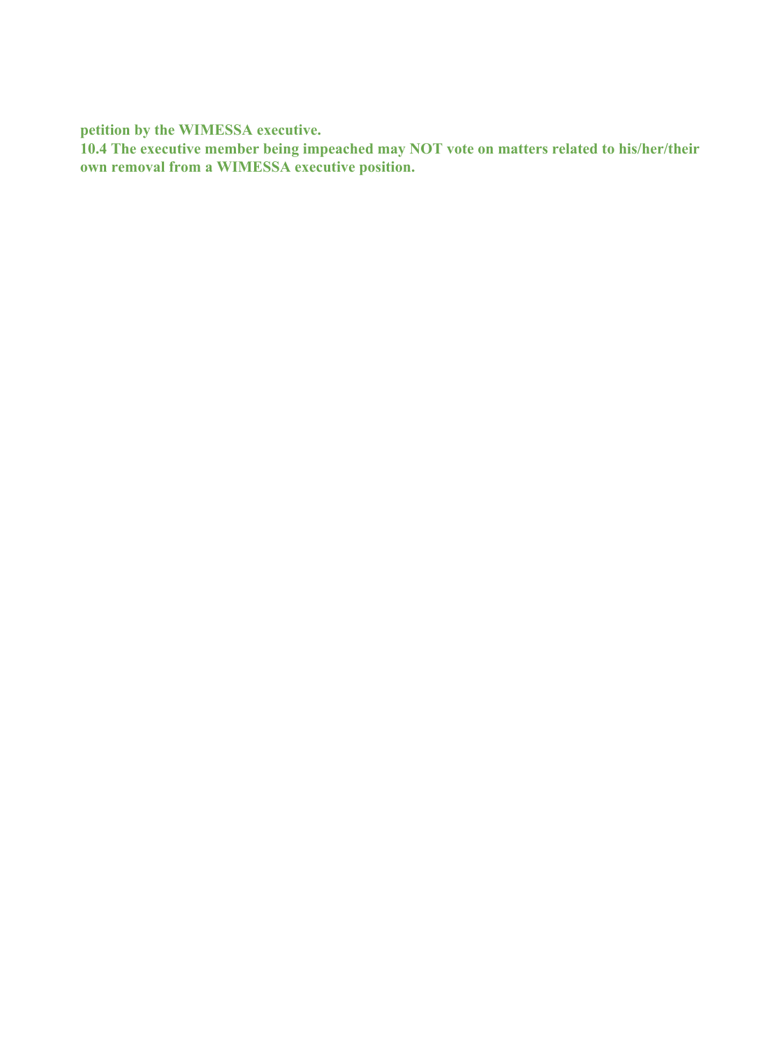**petition by the WIMESSA executive.**
**10.4 The executive member being impeached may NOT vote on matters related to his/her/their own removal from a WIMESSA executive position.**